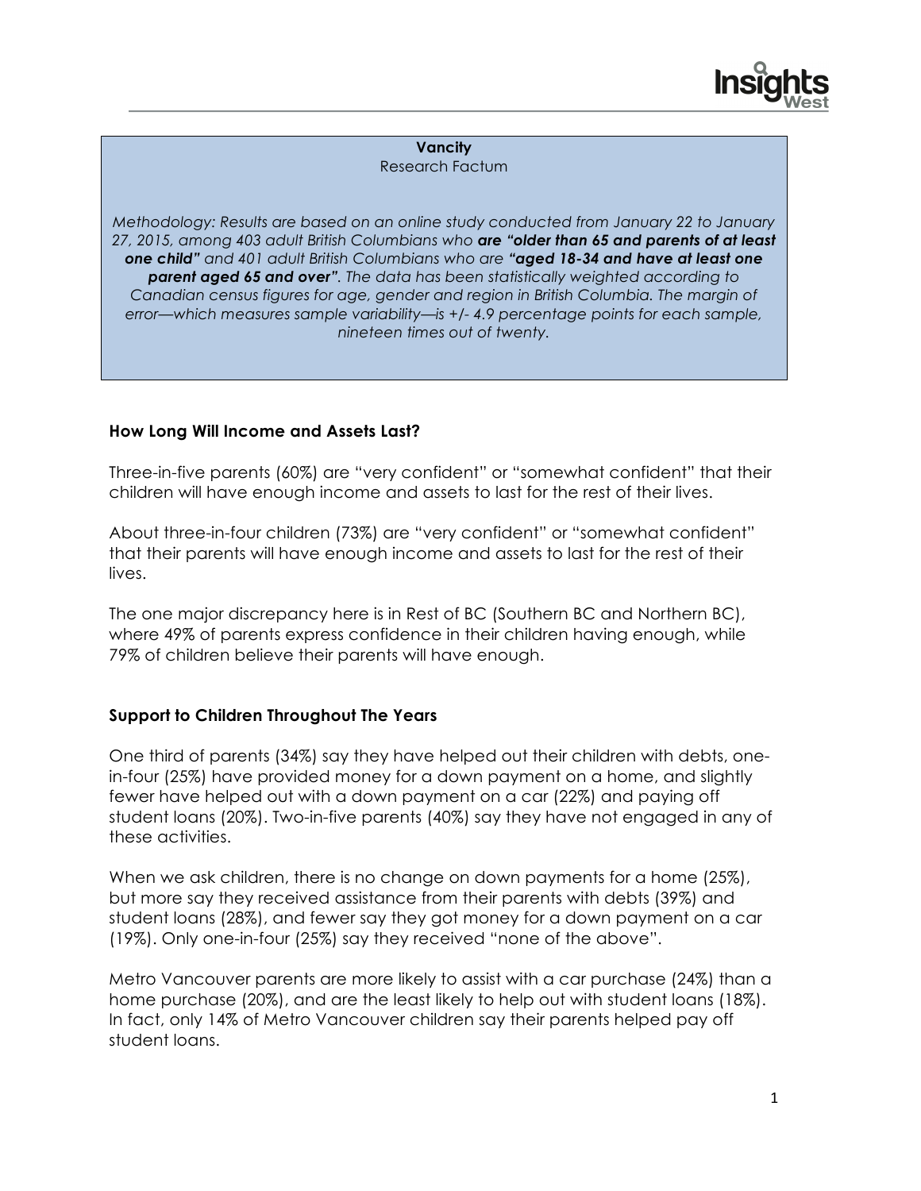**Vancity**
Research Factum

*Methodology: Results are based on an online study conducted from January 22 to January 27, 2015, among 403 adult British Columbians who **are "older than 65 and parents of at least one child"** and 401 adult British Columbians who are **"aged 18-34 and have at least one parent aged 65 and over"**. The data has been statistically weighted according to Canadian census figures for age, gender and region in British Columbia. The margin of error—which measures sample variability—is +/- 4.9 percentage points for each sample, nineteen times out of twenty.*

## How Long Will Income and Assets Last?

Three-in-five parents (60%) are "very confident" or "somewhat confident" that their children will have enough income and assets to last for the rest of their lives.

About three-in-four children (73%) are "very confident" or "somewhat confident" that their parents will have enough income and assets to last for the rest of their lives.

The one major discrepancy here is in Rest of BC (Southern BC and Northern BC), where 49% of parents express confidence in their children having enough, while 79% of children believe their parents will have enough.

## Support to Children Throughout The Years

One third of parents (34%) say they have helped out their children with debts, one-in-four (25%) have provided money for a down payment on a home, and slightly fewer have helped out with a down payment on a car (22%) and paying off student loans (20%). Two-in-five parents (40%) say they have not engaged in any of these activities.

When we ask children, there is no change on down payments for a home (25%), but more say they received assistance from their parents with debts (39%) and student loans (28%), and fewer say they got money for a down payment on a car (19%). Only one-in-four (25%) say they received "none of the above".

Metro Vancouver parents are more likely to assist with a car purchase (24%) than a home purchase (20%), and are the least likely to help out with student loans (18%). In fact, only 14% of Metro Vancouver children say their parents helped pay off student loans.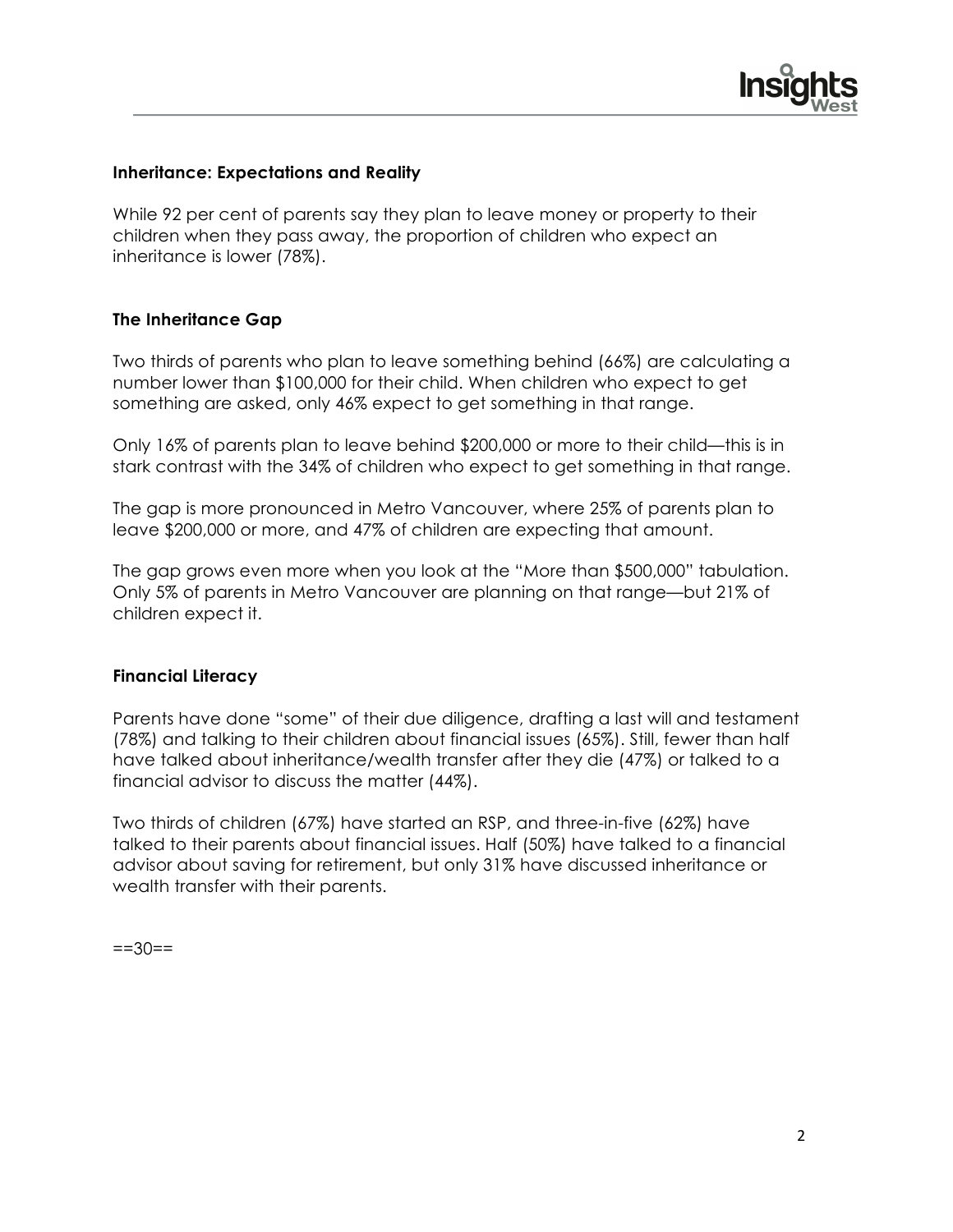### Inheritance: Expectations and Reality

While 92 per cent of parents say they plan to leave money or property to their children when they pass away, the proportion of children who expect an inheritance is lower (78%).

### The Inheritance Gap

Two thirds of parents who plan to leave something behind (66%) are calculating a number lower than $100,000 for their child. When children who expect to get something are asked, only 46% expect to get something in that range.

Only 16% of parents plan to leave behind $200,000 or more to their child—this is in stark contrast with the 34% of children who expect to get something in that range.

The gap is more pronounced in Metro Vancouver, where 25% of parents plan to leave $200,000 or more, and 47% of children are expecting that amount.

The gap grows even more when you look at the "More than $500,000" tabulation. Only 5% of parents in Metro Vancouver are planning on that range—but 21% of children expect it.

### Financial Literacy

Parents have done "some" of their due diligence, drafting a last will and testament (78%) and talking to their children about financial issues (65%). Still, fewer than half have talked about inheritance/wealth transfer after they die (47%) or talked to a financial advisor to discuss the matter (44%).

Two thirds of children (67%) have started an RSP, and three-in-five (62%) have talked to their parents about financial issues. Half (50%) have talked to a financial advisor about saving for retirement, but only 31% have discussed inheritance or wealth transfer with their parents.

==30==